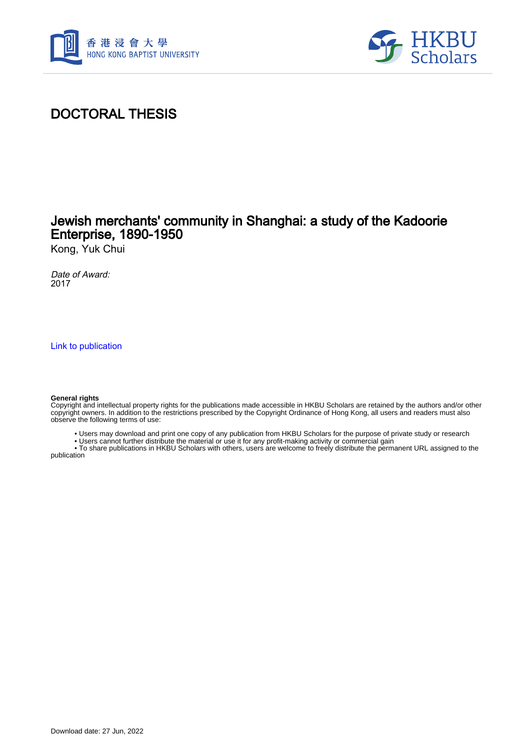香港浸會大學
HONG KONG BAPTIST UNIVERSITY

HKBU Scholars

# DOCTORAL THESIS

## Jewish merchants' community in Shanghai: a study of the Kadoorie Enterprise, 1890-1950

Kong, Yuk Chui

*Date of Award:*
2017

Link to publication

**General rights**
Copyright and intellectual property rights for the publications made accessible in HKBU Scholars are retained by the authors and/or other copyright owners. In addition to the restrictions prescribed by the Copyright Ordinance of Hong Kong, all users and readers must also observe the following terms of use:

- Users may download and print one copy of any publication from HKBU Scholars for the purpose of private study or research
- Users cannot further distribute the material or use it for any profit-making activity or commercial gain
- To share publications in HKBU Scholars with others, users are welcome to freely distribute the permanent URL assigned to the publication

Download date: 27 Jun, 2022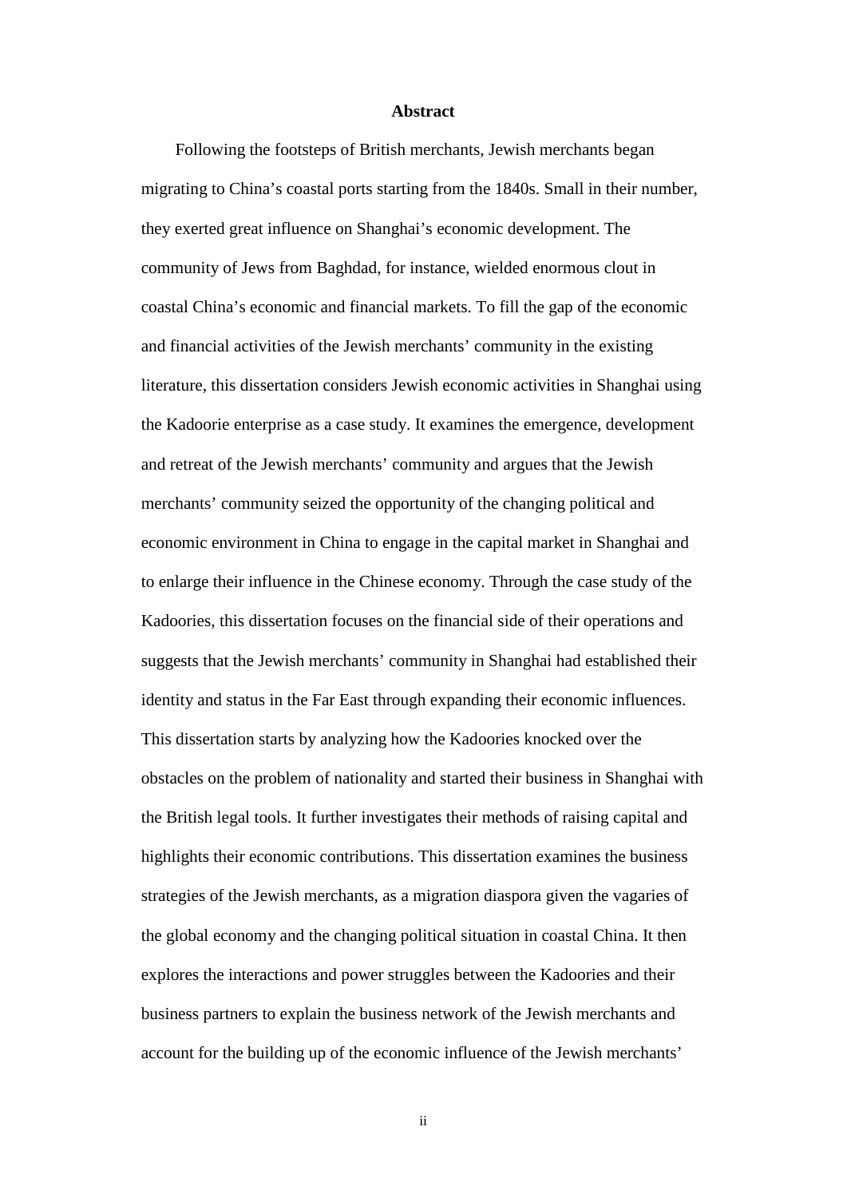# Abstract

Following the footsteps of British merchants, Jewish merchants began migrating to China's coastal ports starting from the 1840s. Small in their number, they exerted great influence on Shanghai's economic development. The community of Jews from Baghdad, for instance, wielded enormous clout in coastal China's economic and financial markets. To fill the gap of the economic and financial activities of the Jewish merchants' community in the existing literature, this dissertation considers Jewish economic activities in Shanghai using the Kadoorie enterprise as a case study. It examines the emergence, development and retreat of the Jewish merchants' community and argues that the Jewish merchants' community seized the opportunity of the changing political and economic environment in China to engage in the capital market in Shanghai and to enlarge their influence in the Chinese economy. Through the case study of the Kadoories, this dissertation focuses on the financial side of their operations and suggests that the Jewish merchants' community in Shanghai had established their identity and status in the Far East through expanding their economic influences. This dissertation starts by analyzing how the Kadoories knocked over the obstacles on the problem of nationality and started their business in Shanghai with the British legal tools. It further investigates their methods of raising capital and highlights their economic contributions. This dissertation examines the business strategies of the Jewish merchants, as a migration diaspora given the vagaries of the global economy and the changing political situation in coastal China. It then explores the interactions and power struggles between the Kadoories and their business partners to explain the business network of the Jewish merchants and account for the building up of the economic influence of the Jewish merchants'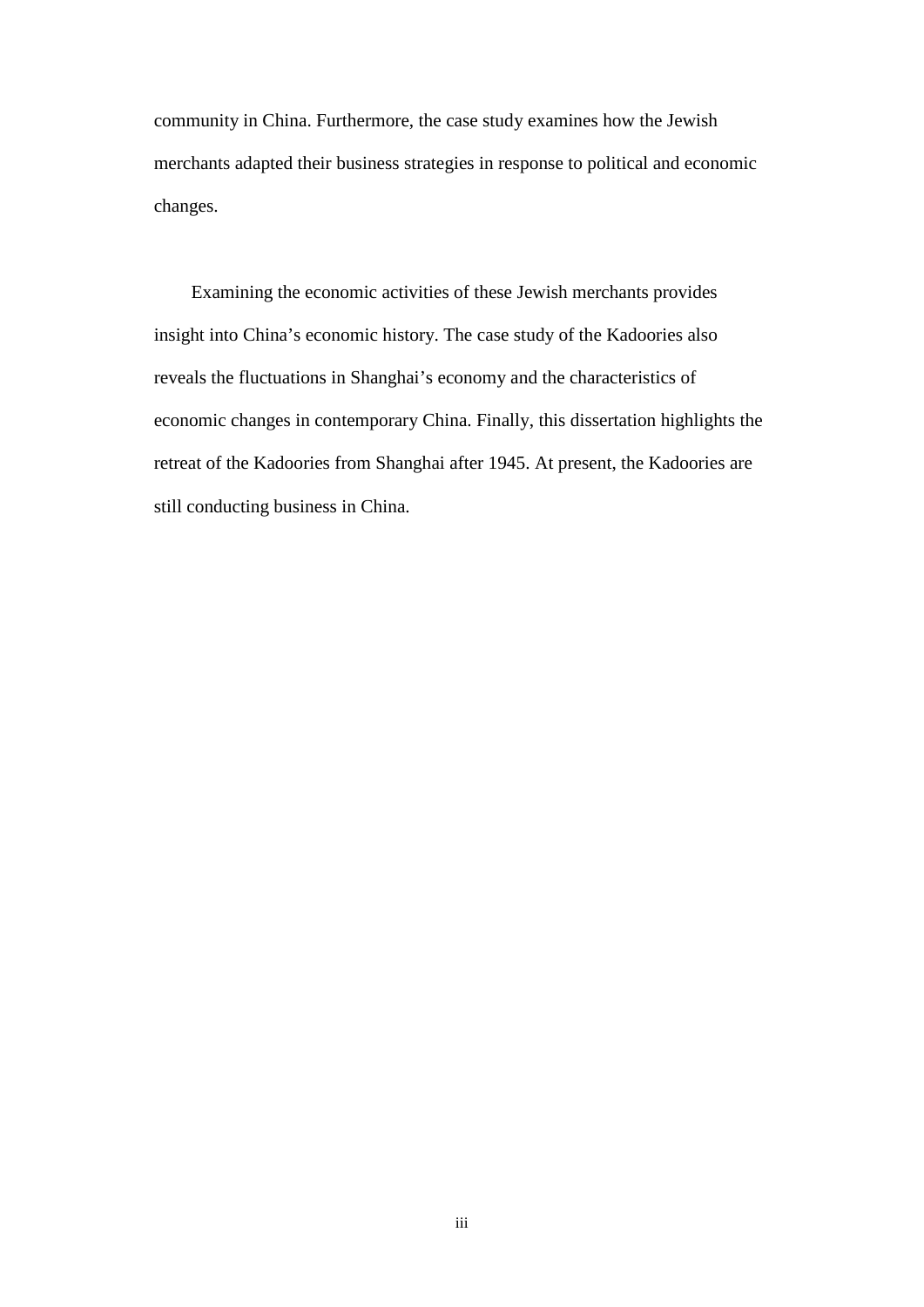community in China. Furthermore, the case study examines how the Jewish merchants adapted their business strategies in response to political and economic changes.

Examining the economic activities of these Jewish merchants provides insight into China's economic history. The case study of the Kadoories also reveals the fluctuations in Shanghai's economy and the characteristics of economic changes in contemporary China. Finally, this dissertation highlights the retreat of the Kadoories from Shanghai after 1945. At present, the Kadoories are still conducting business in China.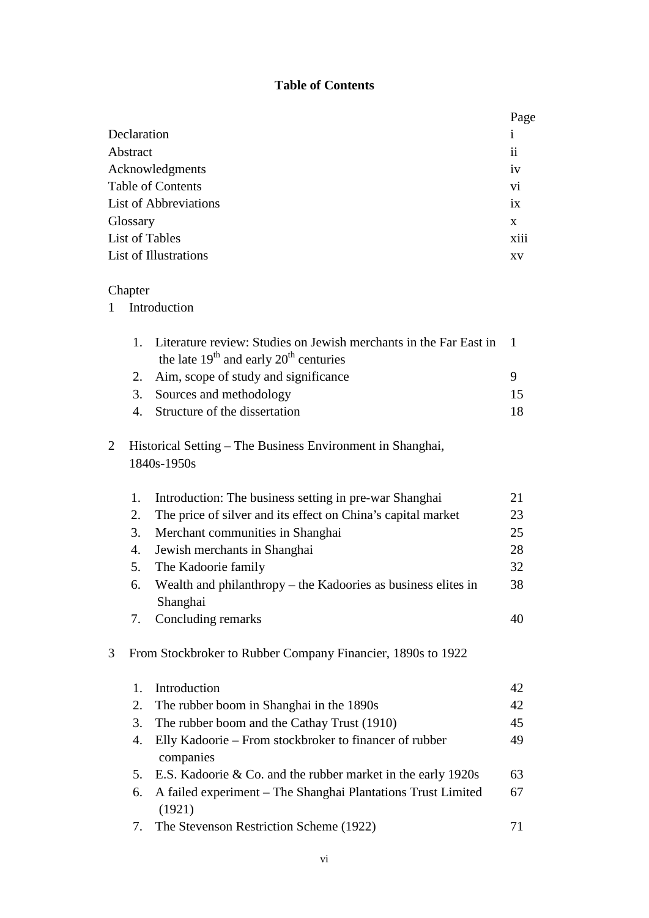# Table of Contents

| | Page |
|---|---|
| Declaration | i |
| Abstract | ii |
| Acknowledgments | iv |
| Table of Contents | vi |
| List of Abbreviations | ix |
| Glossary | x |
| List of Tables | xiii |
| List of Illustrations | xv |

Chapter

1 Introduction

| | |
|---|---|
| 1. Literature review: Studies on Jewish merchants in the Far East in the late 19th and early 20th centuries | 1 |
| 2. Aim, scope of study and significance | 9 |
| 3. Sources and methodology | 15 |
| 4. Structure of the dissertation | 18 |

2 Historical Setting – The Business Environment in Shanghai, 1840s-1950s

| | |
|---|---|
| 1. Introduction: The business setting in pre-war Shanghai | 21 |
| 2. The price of silver and its effect on China's capital market | 23 |
| 3. Merchant communities in Shanghai | 25 |
| 4. Jewish merchants in Shanghai | 28 |
| 5. The Kadoorie family | 32 |
| 6. Wealth and philanthropy – the Kadoories as business elites in Shanghai | 38 |
| 7. Concluding remarks | 40 |

3 From Stockbroker to Rubber Company Financier, 1890s to 1922

| | |
|---|---|
| 1. Introduction | 42 |
| 2. The rubber boom in Shanghai in the 1890s | 42 |
| 3. The rubber boom and the Cathay Trust (1910) | 45 |
| 4. Elly Kadoorie – From stockbroker to financer of rubber companies | 49 |
| 5. E.S. Kadoorie & Co. and the rubber market in the early 1920s | 63 |
| 6. A failed experiment – The Shanghai Plantations Trust Limited (1921) | 67 |
| 7. The Stevenson Restriction Scheme (1922) | 71 |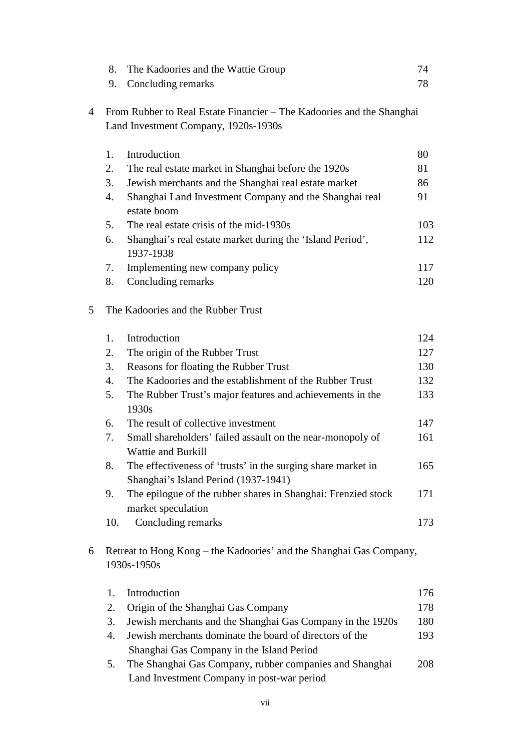| | | |
|---|---|---|
| 8. | The Kadoories and the Wattie Group | 74 |
| 9. | Concluding remarks | 78 |

4 From Rubber to Real Estate Financier – The Kadoories and the Shanghai Land Investment Company, 1920s-1930s

| | | |
|---|---|---|
| 1. | Introduction | 80 |
| 2. | The real estate market in Shanghai before the 1920s | 81 |
| 3. | Jewish merchants and the Shanghai real estate market | 86 |
| 4. | Shanghai Land Investment Company and the Shanghai real estate boom | 91 |
| 5. | The real estate crisis of the mid-1930s | 103 |
| 6. | Shanghai's real estate market during the 'Island Period', 1937-1938 | 112 |
| 7. | Implementing new company policy | 117 |
| 8. | Concluding remarks | 120 |

5 The Kadoories and the Rubber Trust

| | | |
|---|---|---|
| 1. | Introduction | 124 |
| 2. | The origin of the Rubber Trust | 127 |
| 3. | Reasons for floating the Rubber Trust | 130 |
| 4. | The Kadoories and the establishment of the Rubber Trust | 132 |
| 5. | The Rubber Trust's major features and achievements in the 1930s | 133 |
| 6. | The result of collective investment | 147 |
| 7. | Small shareholders' failed assault on the near-monopoly of Wattie and Burkill | 161 |
| 8. | The effectiveness of 'trusts' in the surging share market in Shanghai's Island Period (1937-1941) | 165 |
| 9. | The epilogue of the rubber shares in Shanghai: Frenzied stock market speculation | 171 |
| 10. | Concluding remarks | 173 |

6 Retreat to Hong Kong – the Kadoories' and the Shanghai Gas Company, 1930s-1950s

| | | |
|---|---|---|
| 1. | Introduction | 176 |
| 2. | Origin of the Shanghai Gas Company | 178 |
| 3. | Jewish merchants and the Shanghai Gas Company in the 1920s | 180 |
| 4. | Jewish merchants dominate the board of directors of the Shanghai Gas Company in the Island Period | 193 |
| 5. | The Shanghai Gas Company, rubber companies and Shanghai Land Investment Company in post-war period | 208 |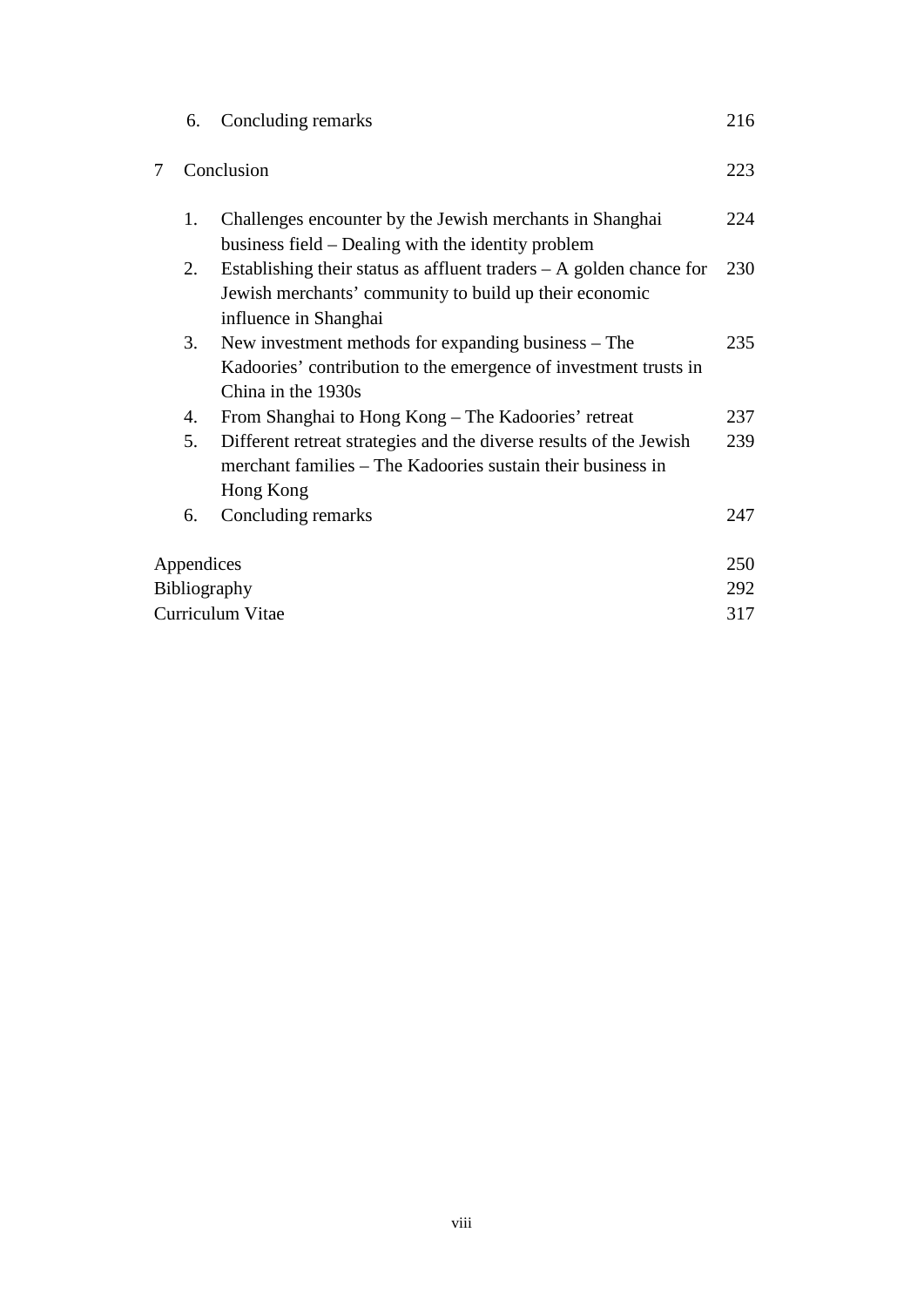6. Concluding remarks 216

7 Conclusion 223

1. Challenges encounter by the Jewish merchants in Shanghai business field – Dealing with the identity problem 224
2. Establishing their status as affluent traders – A golden chance for Jewish merchants' community to build up their economic influence in Shanghai 230
3. New investment methods for expanding business – The Kadoories' contribution to the emergence of investment trusts in China in the 1930s 235
4. From Shanghai to Hong Kong – The Kadoories' retreat 237
5. Different retreat strategies and the diverse results of the Jewish merchant families – The Kadoories sustain their business in Hong Kong 239
6. Concluding remarks 247

Appendices 250
Bibliography 292
Curriculum Vitae 317